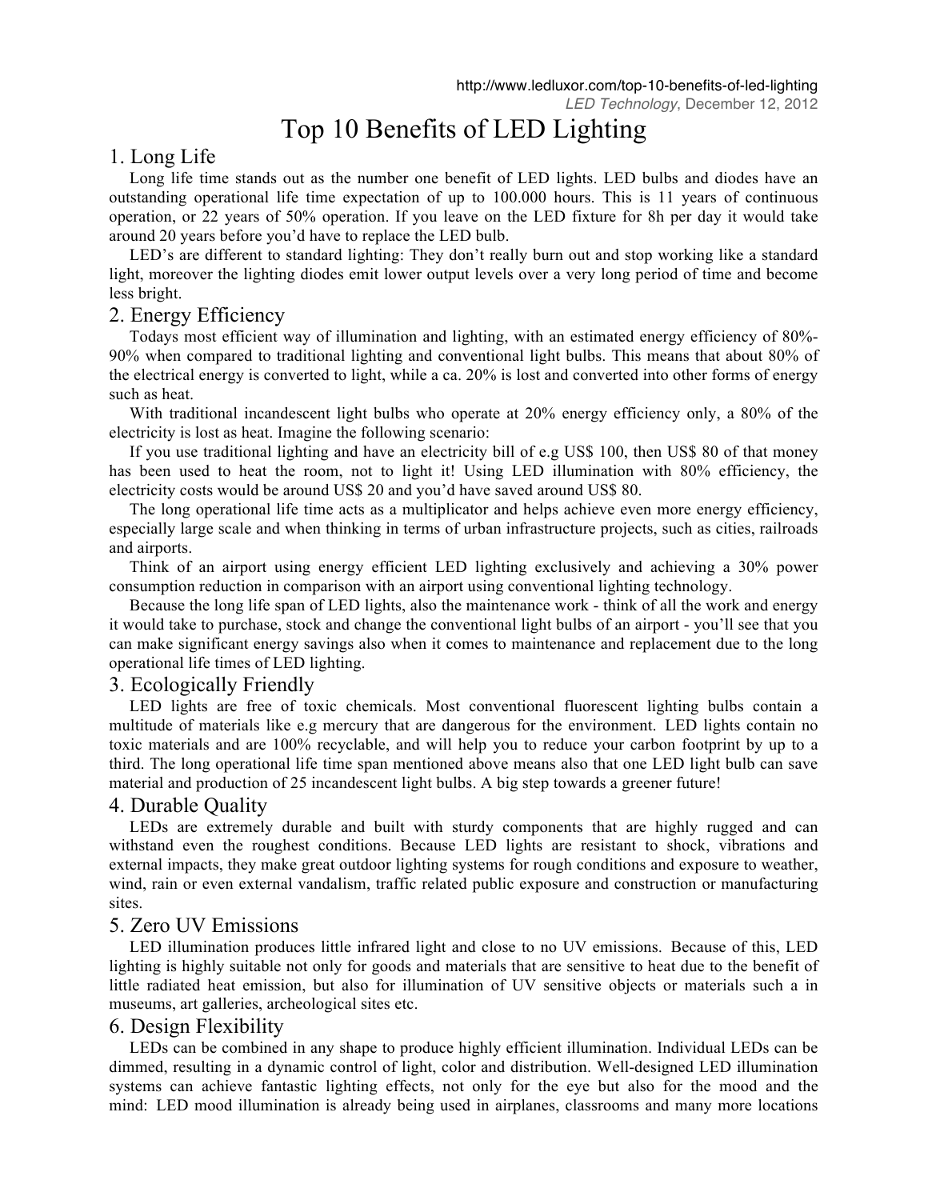http://www.ledluxor.com/top-10-benefits-of-led-lighting
*LED Technology*, December 12, 2012

# Top 10 Benefits of LED Lighting

## 1. Long Life

Long life time stands out as the number one benefit of LED lights. LED bulbs and diodes have an outstanding operational life time expectation of up to 100.000 hours. This is 11 years of continuous operation, or 22 years of 50% operation. If you leave on the LED fixture for 8h per day it would take around 20 years before you'd have to replace the LED bulb.

LED's are different to standard lighting: They don't really burn out and stop working like a standard light, moreover the lighting diodes emit lower output levels over a very long period of time and become less bright.

## 2. Energy Efficiency

Todays most efficient way of illumination and lighting, with an estimated energy efficiency of 80%-90% when compared to traditional lighting and conventional light bulbs. This means that about 80% of the electrical energy is converted to light, while a ca. 20% is lost and converted into other forms of energy such as heat.

With traditional incandescent light bulbs who operate at 20% energy efficiency only, a 80% of the electricity is lost as heat. Imagine the following scenario:

If you use traditional lighting and have an electricity bill of e.g US$ 100, then US$ 80 of that money has been used to heat the room, not to light it! Using LED illumination with 80% efficiency, the electricity costs would be around US$ 20 and you'd have saved around US$ 80.

The long operational life time acts as a multiplicator and helps achieve even more energy efficiency, especially large scale and when thinking in terms of urban infrastructure projects, such as cities, railroads and airports.

Think of an airport using energy efficient LED lighting exclusively and achieving a 30% power consumption reduction in comparison with an airport using conventional lighting technology.

Because the long life span of LED lights, also the maintenance work - think of all the work and energy it would take to purchase, stock and change the conventional light bulbs of an airport - you'll see that you can make significant energy savings also when it comes to maintenance and replacement due to the long operational life times of LED lighting.

## 3. Ecologically Friendly

LED lights are free of toxic chemicals. Most conventional fluorescent lighting bulbs contain a multitude of materials like e.g mercury that are dangerous for the environment. LED lights contain no toxic materials and are 100% recyclable, and will help you to reduce your carbon footprint by up to a third. The long operational life time span mentioned above means also that one LED light bulb can save material and production of 25 incandescent light bulbs. A big step towards a greener future!

## 4. Durable Quality

LEDs are extremely durable and built with sturdy components that are highly rugged and can withstand even the roughest conditions. Because LED lights are resistant to shock, vibrations and external impacts, they make great outdoor lighting systems for rough conditions and exposure to weather, wind, rain or even external vandalism, traffic related public exposure and construction or manufacturing sites.

## 5. Zero UV Emissions

LED illumination produces little infrared light and close to no UV emissions. Because of this, LED lighting is highly suitable not only for goods and materials that are sensitive to heat due to the benefit of little radiated heat emission, but also for illumination of UV sensitive objects or materials such a in museums, art galleries, archeological sites etc.

## 6. Design Flexibility

LEDs can be combined in any shape to produce highly efficient illumination. Individual LEDs can be dimmed, resulting in a dynamic control of light, color and distribution. Well-designed LED illumination systems can achieve fantastic lighting effects, not only for the eye but also for the mood and the mind: LED mood illumination is already being used in airplanes, classrooms and many more locations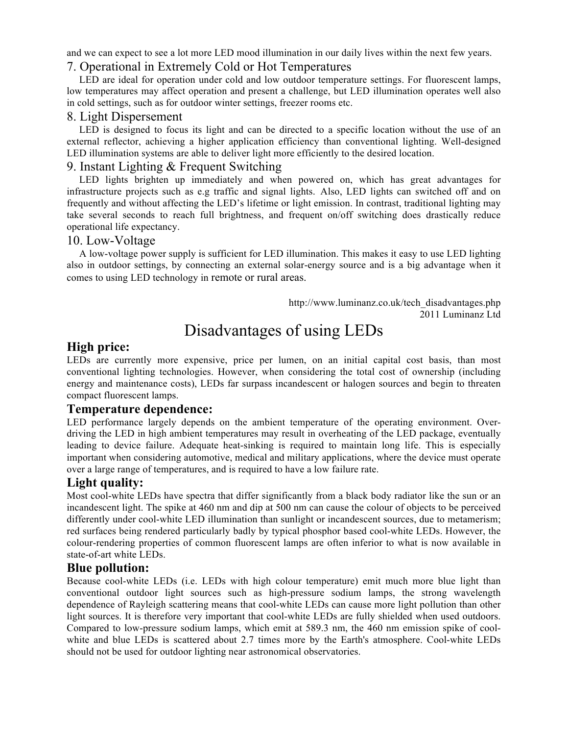and we can expect to see a lot more LED mood illumination in our daily lives within the next few years.

### 7. Operational in Extremely Cold or Hot Temperatures

LED are ideal for operation under cold and low outdoor temperature settings. For fluorescent lamps, low temperatures may affect operation and present a challenge, but LED illumination operates well also in cold settings, such as for outdoor winter settings, freezer rooms etc.

### 8. Light Dispersement

LED is designed to focus its light and can be directed to a specific location without the use of an external reflector, achieving a higher application efficiency than conventional lighting. Well-designed LED illumination systems are able to deliver light more efficiently to the desired location.

### 9. Instant Lighting & Frequent Switching

LED lights brighten up immediately and when powered on, which has great advantages for infrastructure projects such as e.g traffic and signal lights. Also, LED lights can switched off and on frequently and without affecting the LED's lifetime or light emission. In contrast, traditional lighting may take several seconds to reach full brightness, and frequent on/off switching does drastically reduce operational life expectancy.

### 10. Low-Voltage

A low-voltage power supply is sufficient for LED illumination. This makes it easy to use LED lighting also in outdoor settings, by connecting an external solar-energy source and is a big advantage when it comes to using LED technology in remote or rural areas.

http://www.luminanz.co.uk/tech_disadvantages.php
2011 Luminanz Ltd

# Disadvantages of using LEDs

### High price:

LEDs are currently more expensive, price per lumen, on an initial capital cost basis, than most conventional lighting technologies. However, when considering the total cost of ownership (including energy and maintenance costs), LEDs far surpass incandescent or halogen sources and begin to threaten compact fluorescent lamps.

### Temperature dependence:

LED performance largely depends on the ambient temperature of the operating environment. Over-driving the LED in high ambient temperatures may result in overheating of the LED package, eventually leading to device failure. Adequate heat-sinking is required to maintain long life. This is especially important when considering automotive, medical and military applications, where the device must operate over a large range of temperatures, and is required to have a low failure rate.

### Light quality:

Most cool-white LEDs have spectra that differ significantly from a black body radiator like the sun or an incandescent light. The spike at 460 nm and dip at 500 nm can cause the colour of objects to be perceived differently under cool-white LED illumination than sunlight or incandescent sources, due to metamerism; red surfaces being rendered particularly badly by typical phosphor based cool-white LEDs. However, the colour-rendering properties of common fluorescent lamps are often inferior to what is now available in state-of-art white LEDs.

### Blue pollution:

Because cool-white LEDs (i.e. LEDs with high colour temperature) emit much more blue light than conventional outdoor light sources such as high-pressure sodium lamps, the strong wavelength dependence of Rayleigh scattering means that cool-white LEDs can cause more light pollution than other light sources. It is therefore very important that cool-white LEDs are fully shielded when used outdoors. Compared to low-pressure sodium lamps, which emit at 589.3 nm, the 460 nm emission spike of cool-white and blue LEDs is scattered about 2.7 times more by the Earth's atmosphere. Cool-white LEDs should not be used for outdoor lighting near astronomical observatories.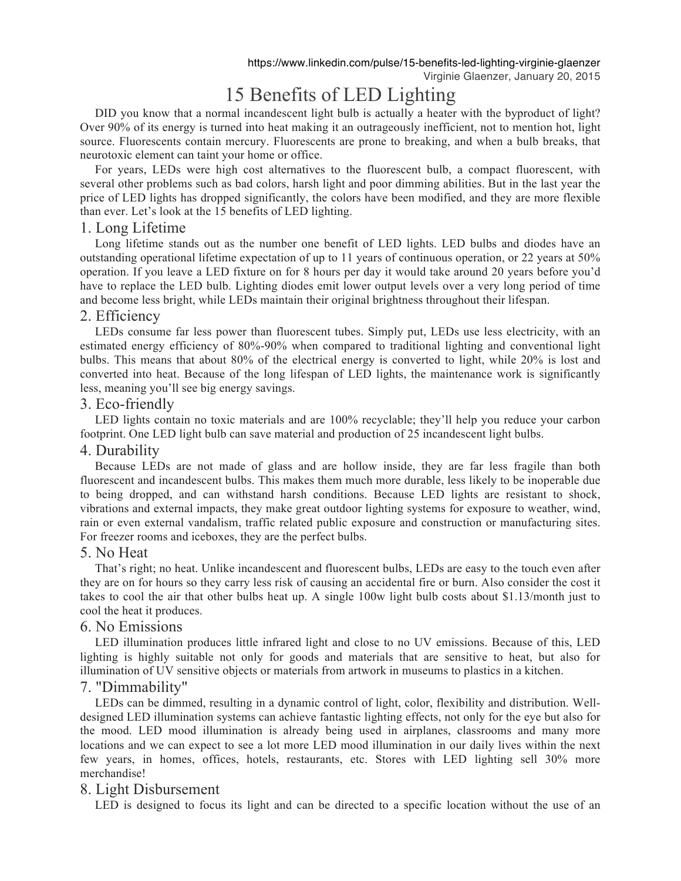https://www.linkedin.com/pulse/15-benefits-led-lighting-virginie-glaenzer
Virginie Glaenzer, January 20, 2015

# 15 Benefits of LED Lighting

DID you know that a normal incandescent light bulb is actually a heater with the byproduct of light? Over 90% of its energy is turned into heat making it an outrageously inefficient, not to mention hot, light source. Fluorescents contain mercury. Fluorescents are prone to breaking, and when a bulb breaks, that neurotoxic element can taint your home or office.

For years, LEDs were high cost alternatives to the fluorescent bulb, a compact fluorescent, with several other problems such as bad colors, harsh light and poor dimming abilities. But in the last year the price of LED lights has dropped significantly, the colors have been modified, and they are more flexible than ever. Let's look at the 15 benefits of LED lighting.

## 1. Long Lifetime

Long lifetime stands out as the number one benefit of LED lights. LED bulbs and diodes have an outstanding operational lifetime expectation of up to 11 years of continuous operation, or 22 years at 50% operation. If you leave a LED fixture on for 8 hours per day it would take around 20 years before you'd have to replace the LED bulb. Lighting diodes emit lower output levels over a very long period of time and become less bright, while LEDs maintain their original brightness throughout their lifespan.

## 2. Efficiency

LEDs consume far less power than fluorescent tubes. Simply put, LEDs use less electricity, with an estimated energy efficiency of 80%-90% when compared to traditional lighting and conventional light bulbs. This means that about 80% of the electrical energy is converted to light, while 20% is lost and converted into heat. Because of the long lifespan of LED lights, the maintenance work is significantly less, meaning you'll see big energy savings.

## 3. Eco-friendly

LED lights contain no toxic materials and are 100% recyclable; they'll help you reduce your carbon footprint. One LED light bulb can save material and production of 25 incandescent light bulbs.

## 4. Durability

Because LEDs are not made of glass and are hollow inside, they are far less fragile than both fluorescent and incandescent bulbs. This makes them much more durable, less likely to be inoperable due to being dropped, and can withstand harsh conditions. Because LED lights are resistant to shock, vibrations and external impacts, they make great outdoor lighting systems for exposure to weather, wind, rain or even external vandalism, traffic related public exposure and construction or manufacturing sites. For freezer rooms and iceboxes, they are the perfect bulbs.

## 5. No Heat

That's right; no heat. Unlike incandescent and fluorescent bulbs, LEDs are easy to the touch even after they are on for hours so they carry less risk of causing an accidental fire or burn. Also consider the cost it takes to cool the air that other bulbs heat up. A single 100w light bulb costs about $1.13/month just to cool the heat it produces.

## 6. No Emissions

LED illumination produces little infrared light and close to no UV emissions. Because of this, LED lighting is highly suitable not only for goods and materials that are sensitive to heat, but also for illumination of UV sensitive objects or materials from artwork in museums to plastics in a kitchen.

## 7. "Dimmability"

LEDs can be dimmed, resulting in a dynamic control of light, color, flexibility and distribution. Well-designed LED illumination systems can achieve fantastic lighting effects, not only for the eye but also for the mood. LED mood illumination is already being used in airplanes, classrooms and many more locations and we can expect to see a lot more LED mood illumination in our daily lives within the next few years, in homes, offices, hotels, restaurants, etc. Stores with LED lighting sell 30% more merchandise!

## 8. Light Disbursement

LED is designed to focus its light and can be directed to a specific location without the use of an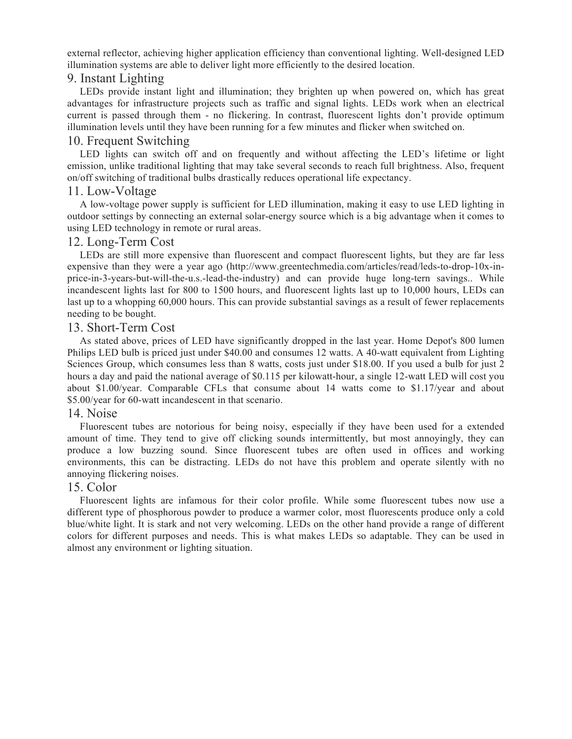external reflector, achieving higher application efficiency than conventional lighting. Well-designed LED illumination systems are able to deliver light more efficiently to the desired location.

## 9. Instant Lighting

LEDs provide instant light and illumination; they brighten up when powered on, which has great advantages for infrastructure projects such as traffic and signal lights. LEDs work when an electrical current is passed through them - no flickering. In contrast, fluorescent lights don't provide optimum illumination levels until they have been running for a few minutes and flicker when switched on.

## 10. Frequent Switching

LED lights can switch off and on frequently and without affecting the LED's lifetime or light emission, unlike traditional lighting that may take several seconds to reach full brightness. Also, frequent on/off switching of traditional bulbs drastically reduces operational life expectancy.

## 11. Low-Voltage

A low-voltage power supply is sufficient for LED illumination, making it easy to use LED lighting in outdoor settings by connecting an external solar-energy source which is a big advantage when it comes to using LED technology in remote or rural areas.

## 12. Long-Term Cost

LEDs are still more expensive than fluorescent and compact fluorescent lights, but they are far less expensive than they were a year ago (http://www.greentechmedia.com/articles/read/leds-to-drop-10x-in-price-in-3-years-but-will-the-u.s.-lead-the-industry) and can provide huge long-tern savings.. While incandescent lights last for 800 to 1500 hours, and fluorescent lights last up to 10,000 hours, LEDs can last up to a whopping 60,000 hours. This can provide substantial savings as a result of fewer replacements needing to be bought.

## 13. Short-Term Cost

As stated above, prices of LED have significantly dropped in the last year. Home Depot's 800 lumen Philips LED bulb is priced just under $40.00 and consumes 12 watts. A 40-watt equivalent from Lighting Sciences Group, which consumes less than 8 watts, costs just under $18.00. If you used a bulb for just 2 hours a day and paid the national average of $0.115 per kilowatt-hour, a single 12-watt LED will cost you about $1.00/year. Comparable CFLs that consume about 14 watts come to $1.17/year and about $5.00/year for 60-watt incandescent in that scenario.

## 14. Noise

Fluorescent tubes are notorious for being noisy, especially if they have been used for a extended amount of time. They tend to give off clicking sounds intermittently, but most annoyingly, they can produce a low buzzing sound. Since fluorescent tubes are often used in offices and working environments, this can be distracting. LEDs do not have this problem and operate silently with no annoying flickering noises.

## 15. Color

Fluorescent lights are infamous for their color profile. While some fluorescent tubes now use a different type of phosphorous powder to produce a warmer color, most fluorescents produce only a cold blue/white light. It is stark and not very welcoming. LEDs on the other hand provide a range of different colors for different purposes and needs. This is what makes LEDs so adaptable. They can be used in almost any environment or lighting situation.